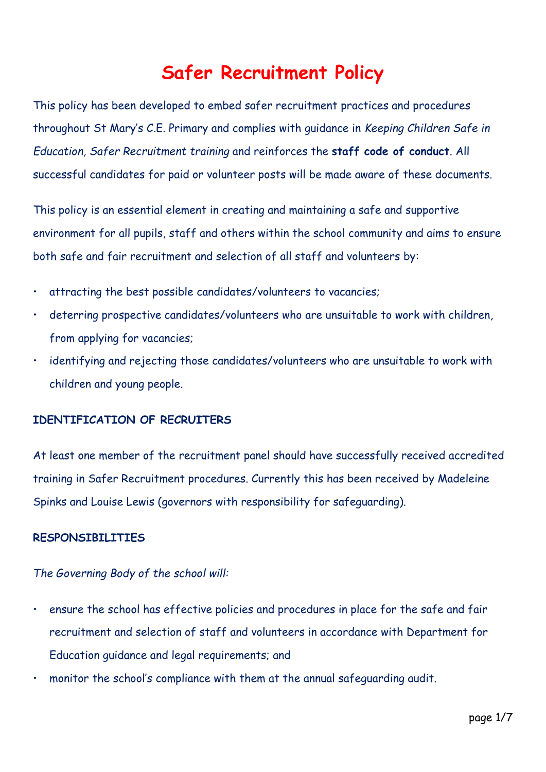# Safer Recruitment Policy

This policy has been developed to embed safer recruitment practices and procedures throughout St Mary's C.E. Primary and complies with guidance in *Keeping Children Safe in Education, Safer Recruitment training* and reinforces the **staff code of conduct**. All successful candidates for paid or volunteer posts will be made aware of these documents.

This policy is an essential element in creating and maintaining a safe and supportive environment for all pupils, staff and others within the school community and aims to ensure both safe and fair recruitment and selection of all staff and volunteers by:

- attracting the best possible candidates/volunteers to vacancies;
- deterring prospective candidates/volunteers who are unsuitable to work with children, from applying for vacancies;
- identifying and rejecting those candidates/volunteers who are unsuitable to work with children and young people.

### IDENTIFICATION OF RECRUITERS

At least one member of the recruitment panel should have successfully received accredited training in Safer Recruitment procedures. Currently this has been received by Madeleine Spinks and Louise Lewis (governors with responsibility for safeguarding).

### RESPONSIBILITIES

*The Governing Body of the school will:*

- ensure the school has effective policies and procedures in place for the safe and fair recruitment and selection of staff and volunteers in accordance with Department for Education guidance and legal requirements; and
- monitor the school's compliance with them at the annual safeguarding audit.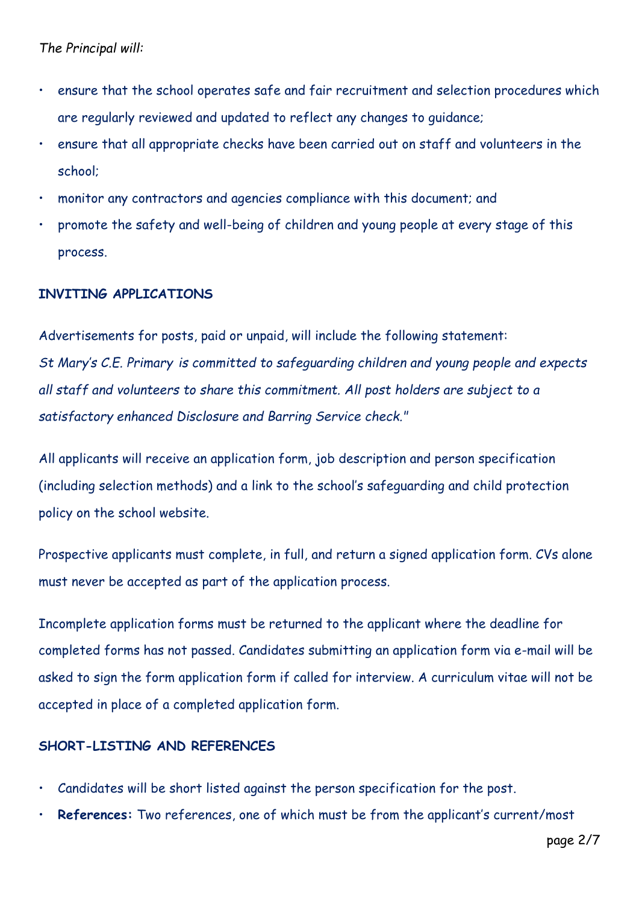*The Principal will:*

- ensure that the school operates safe and fair recruitment and selection procedures which are regularly reviewed and updated to reflect any changes to guidance;
- ensure that all appropriate checks have been carried out on staff and volunteers in the school;
- monitor any contractors and agencies compliance with this document; and
- promote the safety and well-being of children and young people at every stage of this process.

## INVITING APPLICATIONS

Advertisements for posts, paid or unpaid, will include the following statement:
*St Mary's C.E. Primary is committed to safeguarding children and young people and expects all staff and volunteers to share this commitment. All post holders are subject to a satisfactory enhanced Disclosure and Barring Service check."*

All applicants will receive an application form, job description and person specification (including selection methods) and a link to the school's safeguarding and child protection policy on the school website.

Prospective applicants must complete, in full, and return a signed application form. CVs alone must never be accepted as part of the application process.

Incomplete application forms must be returned to the applicant where the deadline for completed forms has not passed. Candidates submitting an application form via e-mail will be asked to sign the form application form if called for interview. A curriculum vitae will not be accepted in place of a completed application form.

## SHORT-LISTING AND REFERENCES

- Candidates will be short listed against the person specification for the post.
- **References:** Two references, one of which must be from the applicant's current/most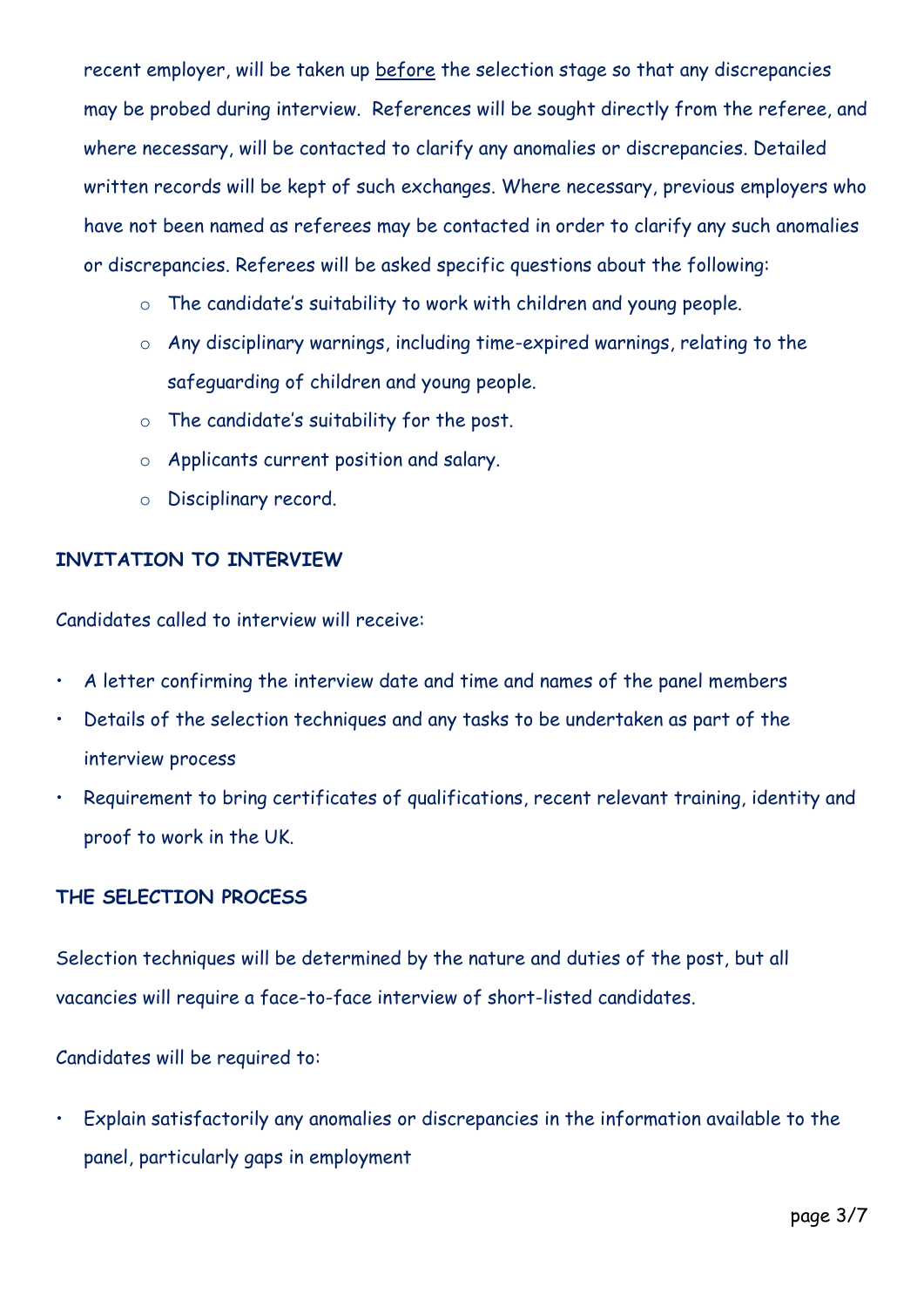recent employer, will be taken up <u>before</u> the selection stage so that any discrepancies may be probed during interview. References will be sought directly from the referee, and where necessary, will be contacted to clarify any anomalies or discrepancies. Detailed written records will be kept of such exchanges. Where necessary, previous employers who have not been named as referees may be contacted in order to clarify any such anomalies or discrepancies. Referees will be asked specific questions about the following:

- The candidate's suitability to work with children and young people.
- Any disciplinary warnings, including time-expired warnings, relating to the safeguarding of children and young people.
- The candidate's suitability for the post.
- Applicants current position and salary.
- Disciplinary record.

## INVITATION TO INTERVIEW

Candidates called to interview will receive:

- A letter confirming the interview date and time and names of the panel members
- Details of the selection techniques and any tasks to be undertaken as part of the interview process
- Requirement to bring certificates of qualifications, recent relevant training, identity and proof to work in the UK.

## THE SELECTION PROCESS

Selection techniques will be determined by the nature and duties of the post, but all vacancies will require a face-to-face interview of short-listed candidates.

Candidates will be required to:

- Explain satisfactorily any anomalies or discrepancies in the information available to the panel, particularly gaps in employment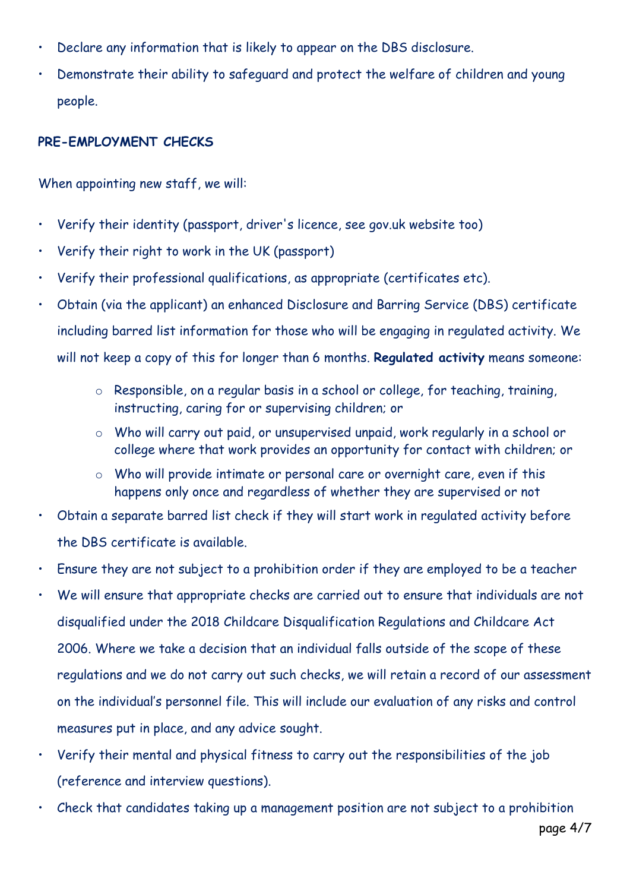- Declare any information that is likely to appear on the DBS disclosure.
- Demonstrate their ability to safeguard and protect the welfare of children and young people.

**PRE-EMPLOYMENT CHECKS**

When appointing new staff, we will:

- Verify their identity (passport, driver's licence, see gov.uk website too)
- Verify their right to work in the UK (passport)
- Verify their professional qualifications, as appropriate (certificates etc).
- Obtain (via the applicant) an enhanced Disclosure and Barring Service (DBS) certificate including barred list information for those who will be engaging in regulated activity. We will not keep a copy of this for longer than 6 months. **Regulated activity** means someone:
    - Responsible, on a regular basis in a school or college, for teaching, training, instructing, caring for or supervising children; or
    - Who will carry out paid, or unsupervised unpaid, work regularly in a school or college where that work provides an opportunity for contact with children; or
    - Who will provide intimate or personal care or overnight care, even if this happens only once and regardless of whether they are supervised or not
- Obtain a separate barred list check if they will start work in regulated activity before the DBS certificate is available.
- Ensure they are not subject to a prohibition order if they are employed to be a teacher
- We will ensure that appropriate checks are carried out to ensure that individuals are not disqualified under the 2018 Childcare Disqualification Regulations and Childcare Act 2006. Where we take a decision that an individual falls outside of the scope of these regulations and we do not carry out such checks, we will retain a record of our assessment on the individual's personnel file. This will include our evaluation of any risks and control measures put in place, and any advice sought.
- Verify their mental and physical fitness to carry out the responsibilities of the job (reference and interview questions).
- Check that candidates taking up a management position are not subject to a prohibition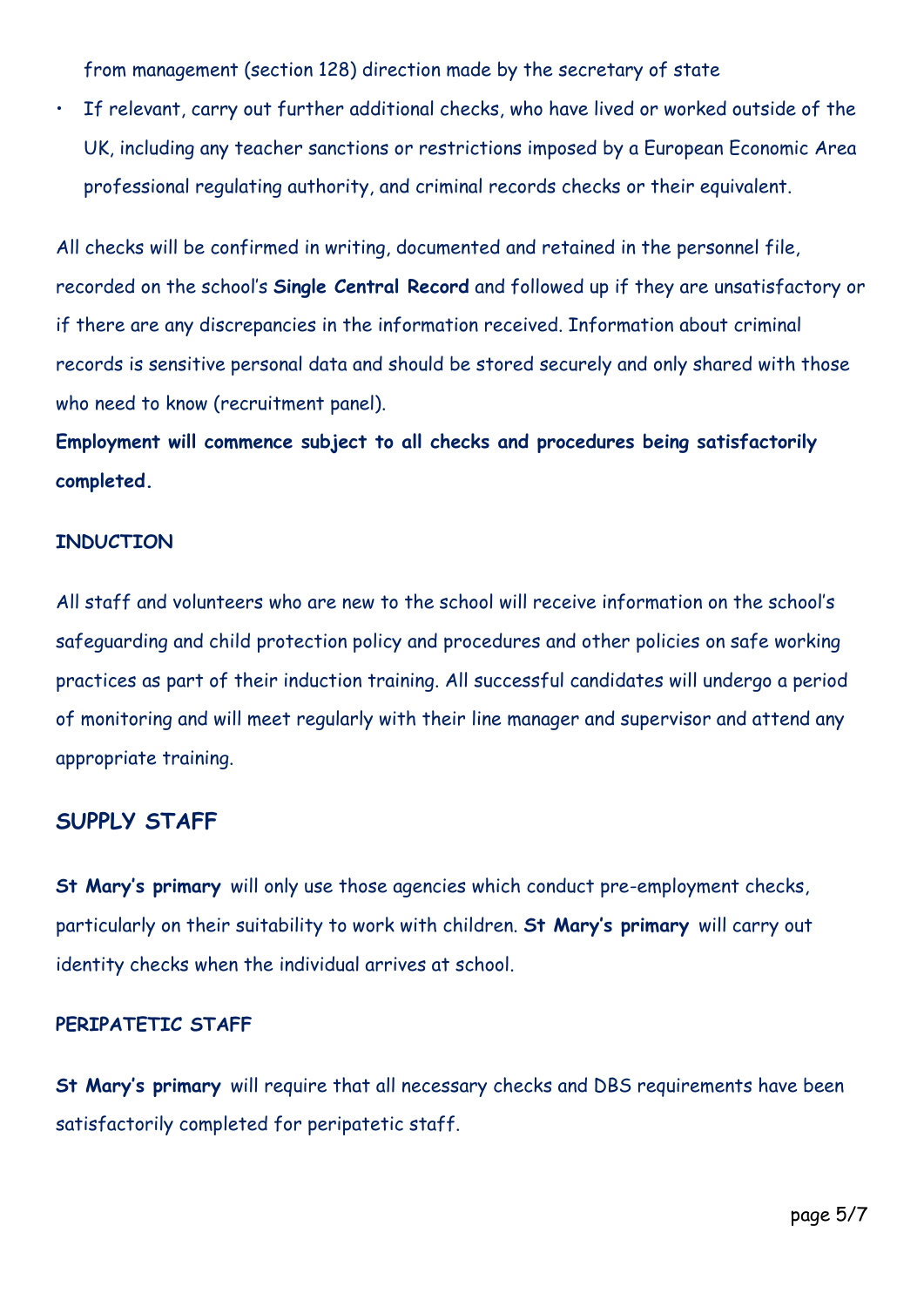from management (section 128) direction made by the secretary of state

- If relevant, carry out further additional checks, who have lived or worked outside of the UK, including any teacher sanctions or restrictions imposed by a European Economic Area professional regulating authority, and criminal records checks or their equivalent.

All checks will be confirmed in writing, documented and retained in the personnel file, recorded on the school's **Single Central Record** and followed up if they are unsatisfactory or if there are any discrepancies in the information received. Information about criminal records is sensitive personal data and should be stored securely and only shared with those who need to know (recruitment panel).

**Employment will commence subject to all checks and procedures being satisfactorily completed.**

### INDUCTION

All staff and volunteers who are new to the school will receive information on the school's safeguarding and child protection policy and procedures and other policies on safe working practices as part of their induction training. All successful candidates will undergo a period of monitoring and will meet regularly with their line manager and supervisor and attend any appropriate training.

## SUPPLY STAFF

**St Mary's primary** will only use those agencies which conduct pre-employment checks, particularly on their suitability to work with children. **St Mary's primary** will carry out identity checks when the individual arrives at school.

### PERIPATETIC STAFF

**St Mary's primary** will require that all necessary checks and DBS requirements have been satisfactorily completed for peripatetic staff.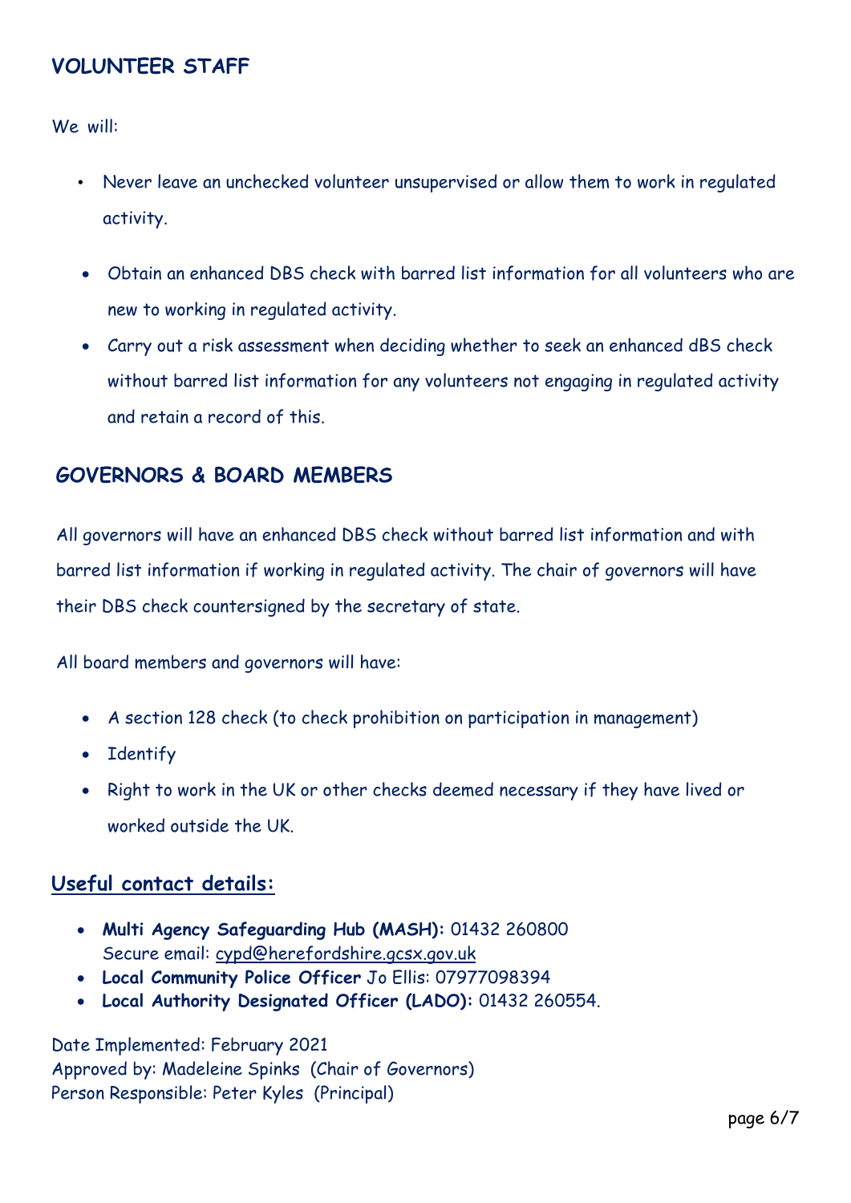## VOLUNTEER STAFF

We will:

- Never leave an unchecked volunteer unsupervised or allow them to work in regulated activity.
- Obtain an enhanced DBS check with barred list information for all volunteers who are new to working in regulated activity.
- Carry out a risk assessment when deciding whether to seek an enhanced dBS check without barred list information for any volunteers not engaging in regulated activity and retain a record of this.

## GOVERNORS & BOARD MEMBERS

All governors will have an enhanced DBS check without barred list information and with barred list information if working in regulated activity. The chair of governors will have their DBS check countersigned by the secretary of state.

All board members and governors will have:

- A section 128 check (to check prohibition on participation in management)
- Identify
- Right to work in the UK or other checks deemed necessary if they have lived or worked outside the UK.

## Useful contact details:

- **Multi Agency Safeguarding Hub (MASH):** 01432 260800
  Secure email: cypd@herefordshire.gcsx.gov.uk
- **Local Community Police Officer** Jo Ellis: 07977098394
- **Local Authority Designated Officer (LADO):** 01432 260554.

Date Implemented: February 2021
Approved by: Madeleine Spinks (Chair of Governors)
Person Responsible: Peter Kyles (Principal)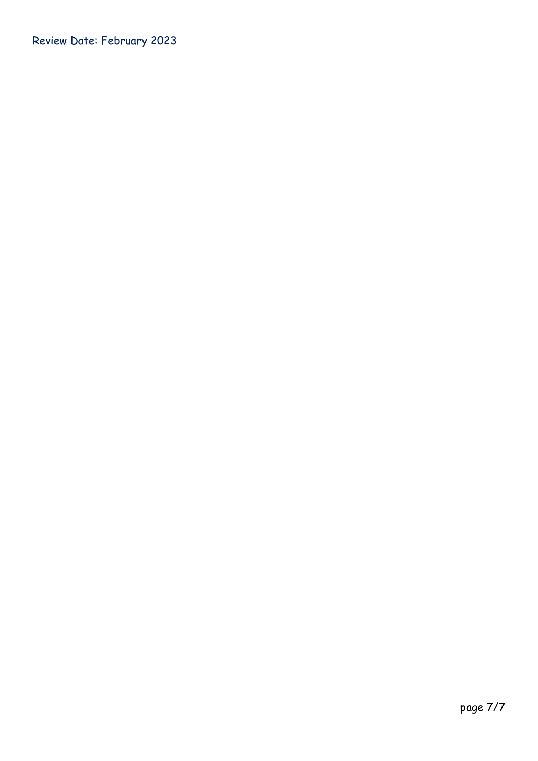Review Date: February 2023